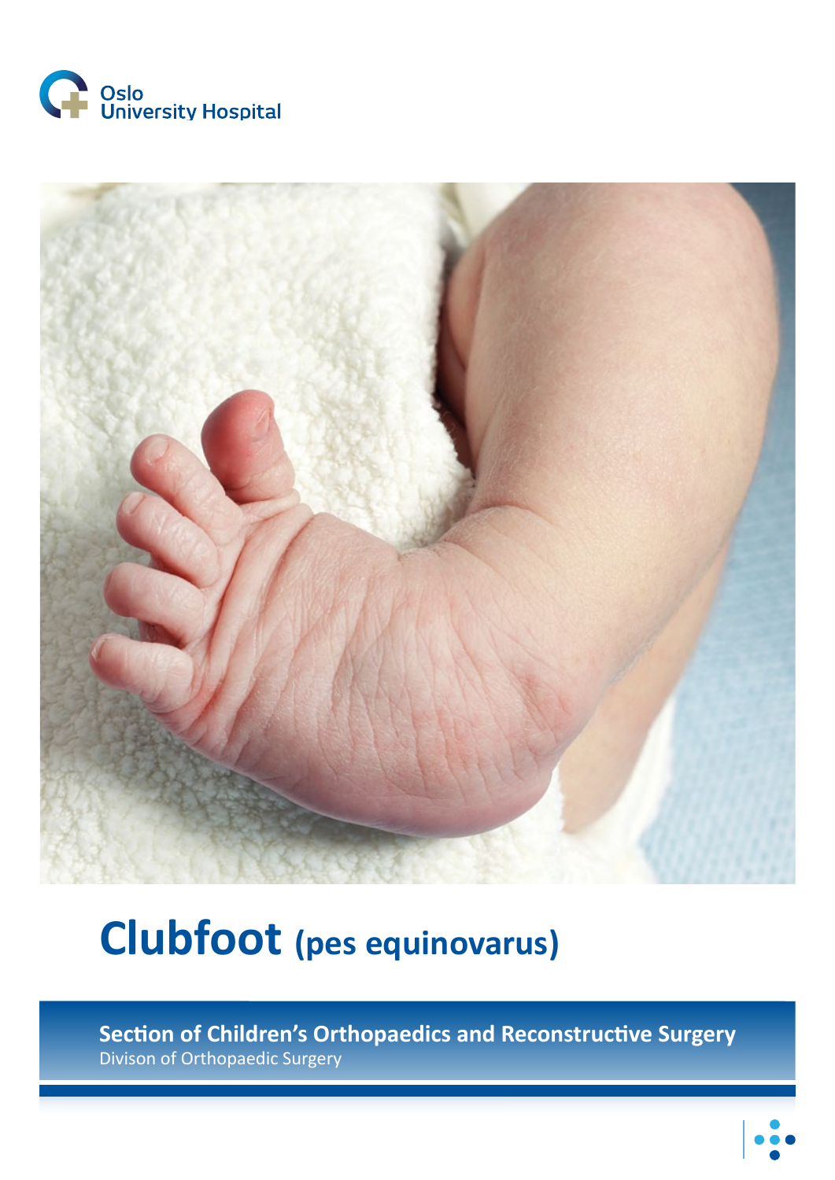Oslo University Hospital

# Clubfoot (pes equinovarus)

**Section of Children's Orthopaedics and Reconstructive Surgery**
Divison of Orthopaedic Surgery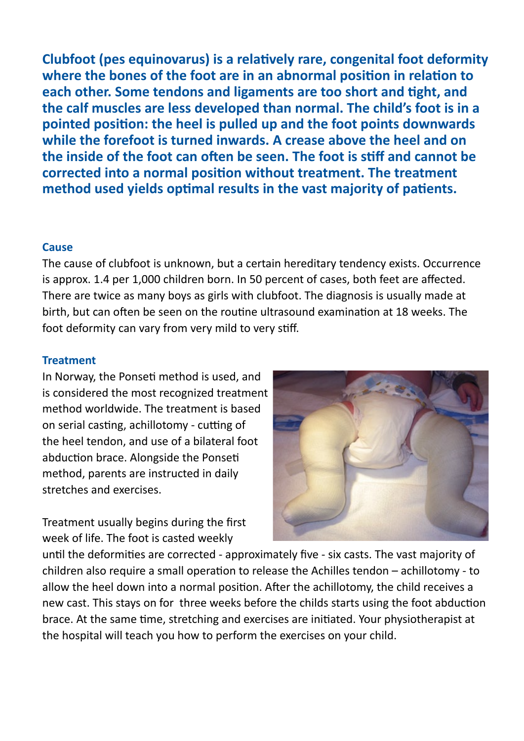**Clubfoot (pes equinovarus) is a relatively rare, congenital foot deformity where the bones of the foot are in an abnormal position in relation to each other. Some tendons and ligaments are too short and tight, and the calf muscles are less developed than normal. The child's foot is in a pointed position: the heel is pulled up and the foot points downwards while the forefoot is turned inwards. A crease above the heel and on the inside of the foot can often be seen. The foot is stiff and cannot be corrected into a normal position without treatment. The treatment method used yields optimal results in the vast majority of patients.**

### Cause

The cause of clubfoot is unknown, but a certain hereditary tendency exists. Occurrence is approx. 1.4 per 1,000 children born. In 50 percent of cases, both feet are affected. There are twice as many boys as girls with clubfoot. The diagnosis is usually made at birth, but can often be seen on the routine ultrasound examination at 18 weeks. The foot deformity can vary from very mild to very stiff.

### Treatment

In Norway, the Ponseti method is used, and is considered the most recognized treatment method worldwide. The treatment is based on serial casting, achillotomy - cutting of the heel tendon, and use of a bilateral foot abduction brace. Alongside the Ponseti method, parents are instructed in daily stretches and exercises.

Treatment usually begins during the first week of life. The foot is casted weekly until the deformities are corrected - approximately five - six casts. The vast majority of children also require a small operation to release the Achilles tendon – achillotomy - to allow the heel down into a normal position. After the achillotomy, the child receives a new cast. This stays on for three weeks before the childs starts using the foot abduction brace. At the same time, stretching and exercises are initiated. Your physiotherapist at the hospital will teach you how to perform the exercises on your child.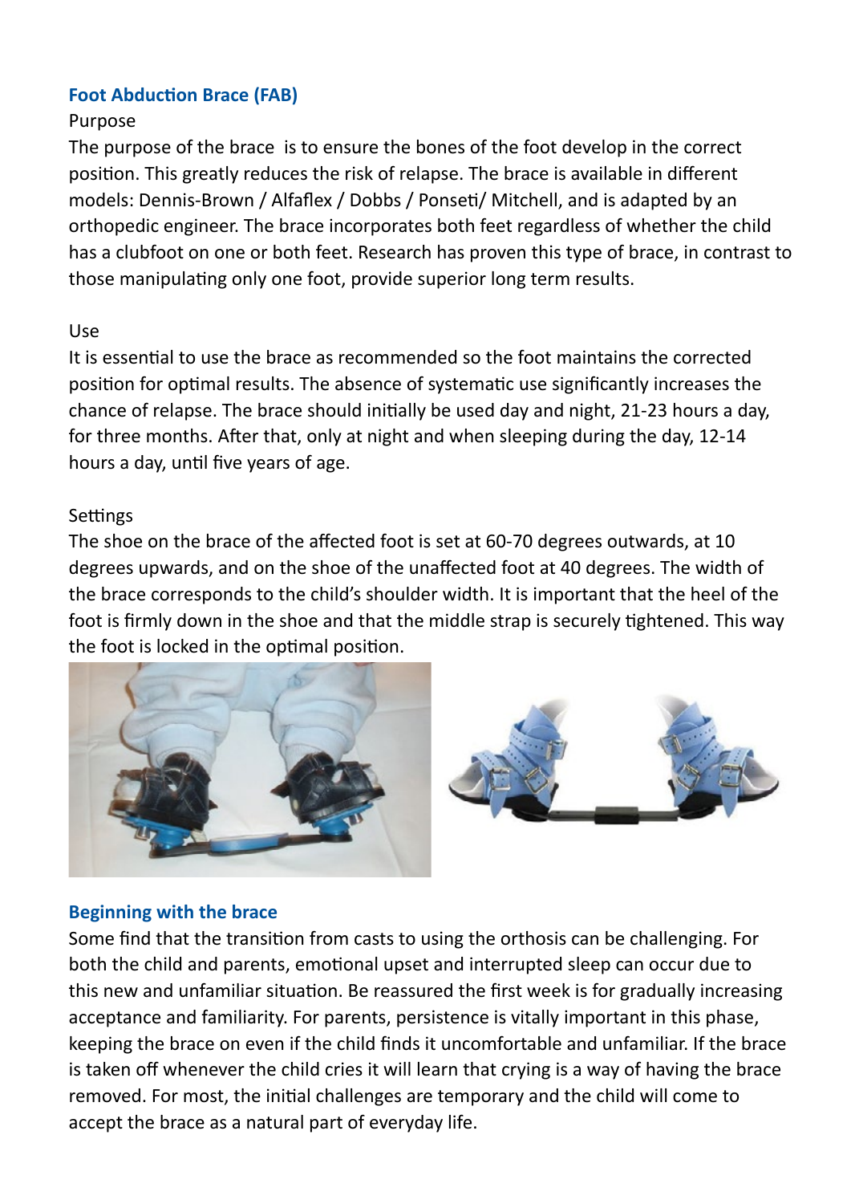## Foot Abduction Brace (FAB)

Purpose

The purpose of the brace is to ensure the bones of the foot develop in the correct position. This greatly reduces the risk of relapse. The brace is available in different models: Dennis-Brown / Alfaflex / Dobbs / Ponseti/ Mitchell, and is adapted by an orthopedic engineer. The brace incorporates both feet regardless of whether the child has a clubfoot on one or both feet. Research has proven this type of brace, in contrast to those manipulating only one foot, provide superior long term results.

Use

It is essential to use the brace as recommended so the foot maintains the corrected position for optimal results. The absence of systematic use significantly increases the chance of relapse. The brace should initially be used day and night, 21-23 hours a day, for three months. After that, only at night and when sleeping during the day, 12-14 hours a day, until five years of age.

Settings

The shoe on the brace of the affected foot is set at 60-70 degrees outwards, at 10 degrees upwards, and on the shoe of the unaffected foot at 40 degrees. The width of the brace corresponds to the child's shoulder width. It is important that the heel of the foot is firmly down in the shoe and that the middle strap is securely tightened. This way the foot is locked in the optimal position.

## Beginning with the brace

Some find that the transition from casts to using the orthosis can be challenging. For both the child and parents, emotional upset and interrupted sleep can occur due to this new and unfamiliar situation. Be reassured the first week is for gradually increasing acceptance and familiarity. For parents, persistence is vitally important in this phase, keeping the brace on even if the child finds it uncomfortable and unfamiliar. If the brace is taken off whenever the child cries it will learn that crying is a way of having the brace removed. For most, the initial challenges are temporary and the child will come to accept the brace as a natural part of everyday life.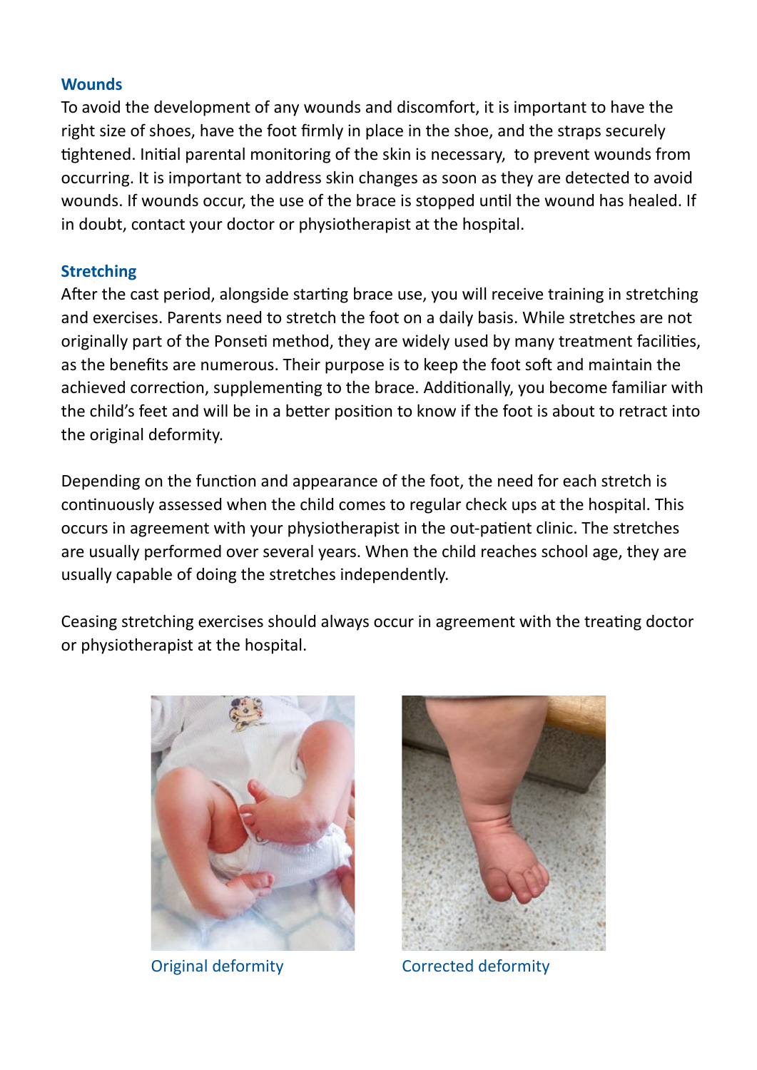## Wounds

To avoid the development of any wounds and discomfort, it is important to have the right size of shoes, have the foot firmly in place in the shoe, and the straps securely tightened. Initial parental monitoring of the skin is necessary, to prevent wounds from occurring. It is important to address skin changes as soon as they are detected to avoid wounds. If wounds occur, the use of the brace is stopped until the wound has healed. If in doubt, contact your doctor or physiotherapist at the hospital.

## Stretching

After the cast period, alongside starting brace use, you will receive training in stretching and exercises. Parents need to stretch the foot on a daily basis. While stretches are not originally part of the Ponseti method, they are widely used by many treatment facilities, as the benefits are numerous. Their purpose is to keep the foot soft and maintain the achieved correction, supplementing to the brace. Additionally, you become familiar with the child's feet and will be in a better position to know if the foot is about to retract into the original deformity.

Depending on the function and appearance of the foot, the need for each stretch is continuously assessed when the child comes to regular check ups at the hospital. This occurs in agreement with your physiotherapist in the out-patient clinic. The stretches are usually performed over several years. When the child reaches school age, they are usually capable of doing the stretches independently.

Ceasing stretching exercises should always occur in agreement with the treating doctor or physiotherapist at the hospital.

Original deformity

Corrected deformity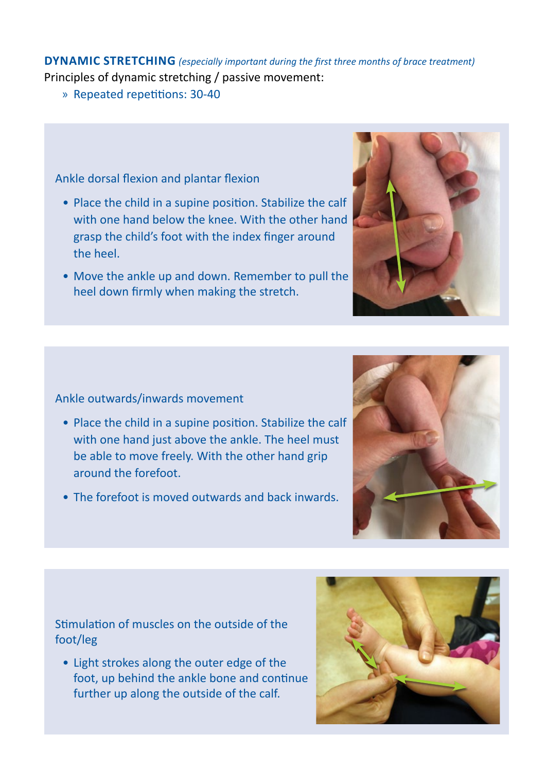## DYNAMIC STRETCHING *(especially important during the first three months of brace treatment)*

Principles of dynamic stretching / passive movement:

» Repeated repetitions: 30-40

Ankle dorsal flexion and plantar flexion

- Place the child in a supine position. Stabilize the calf with one hand below the knee. With the other hand grasp the child's foot with the index finger around the heel.
- Move the ankle up and down. Remember to pull the heel down firmly when making the stretch.

Ankle outwards/inwards movement

- Place the child in a supine position. Stabilize the calf with one hand just above the ankle. The heel must be able to move freely. With the other hand grip around the forefoot.
- The forefoot is moved outwards and back inwards.

Stimulation of muscles on the outside of the foot/leg

- Light strokes along the outer edge of the foot, up behind the ankle bone and continue further up along the outside of the calf.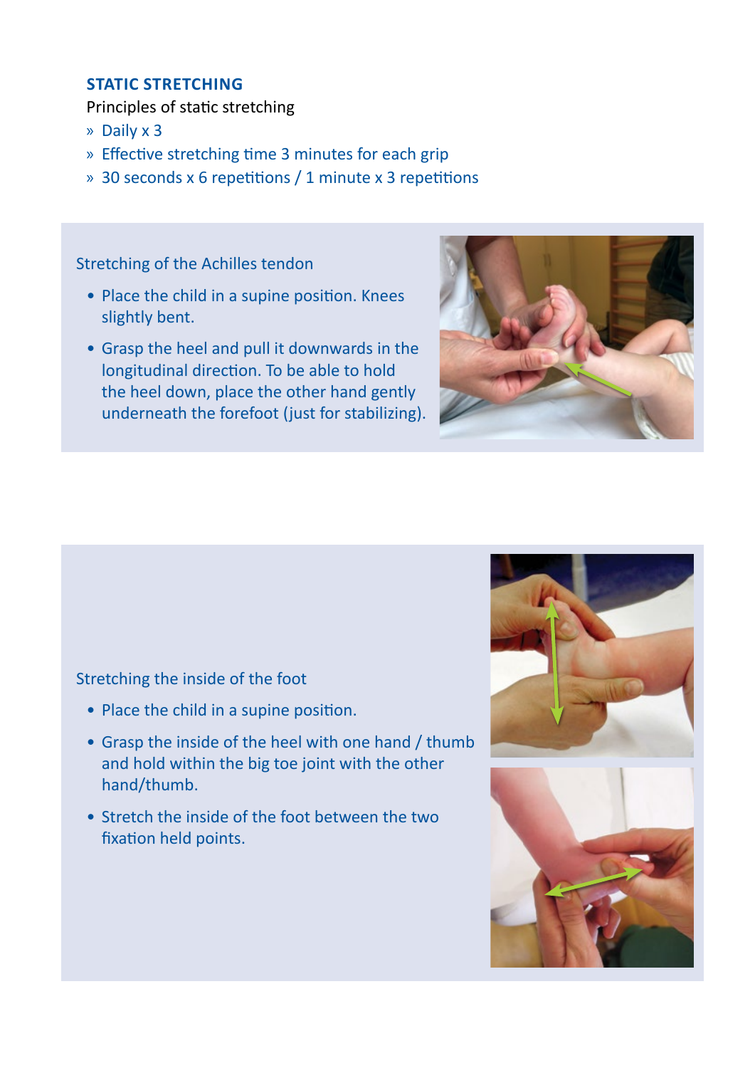## STATIC STRETCHING

Principles of static stretching

» Daily x 3
» Effective stretching time 3 minutes for each grip
» 30 seconds x 6 repetitions / 1 minute x 3 repetitions

### Stretching of the Achilles tendon

- Place the child in a supine position. Knees slightly bent.
- Grasp the heel and pull it downwards in the longitudinal direction. To be able to hold the heel down, place the other hand gently underneath the forefoot (just for stabilizing).

### Stretching the inside of the foot

- Place the child in a supine position.
- Grasp the inside of the heel with one hand / thumb and hold within the big toe joint with the other hand/thumb.
- Stretch the inside of the foot between the two fixation held points.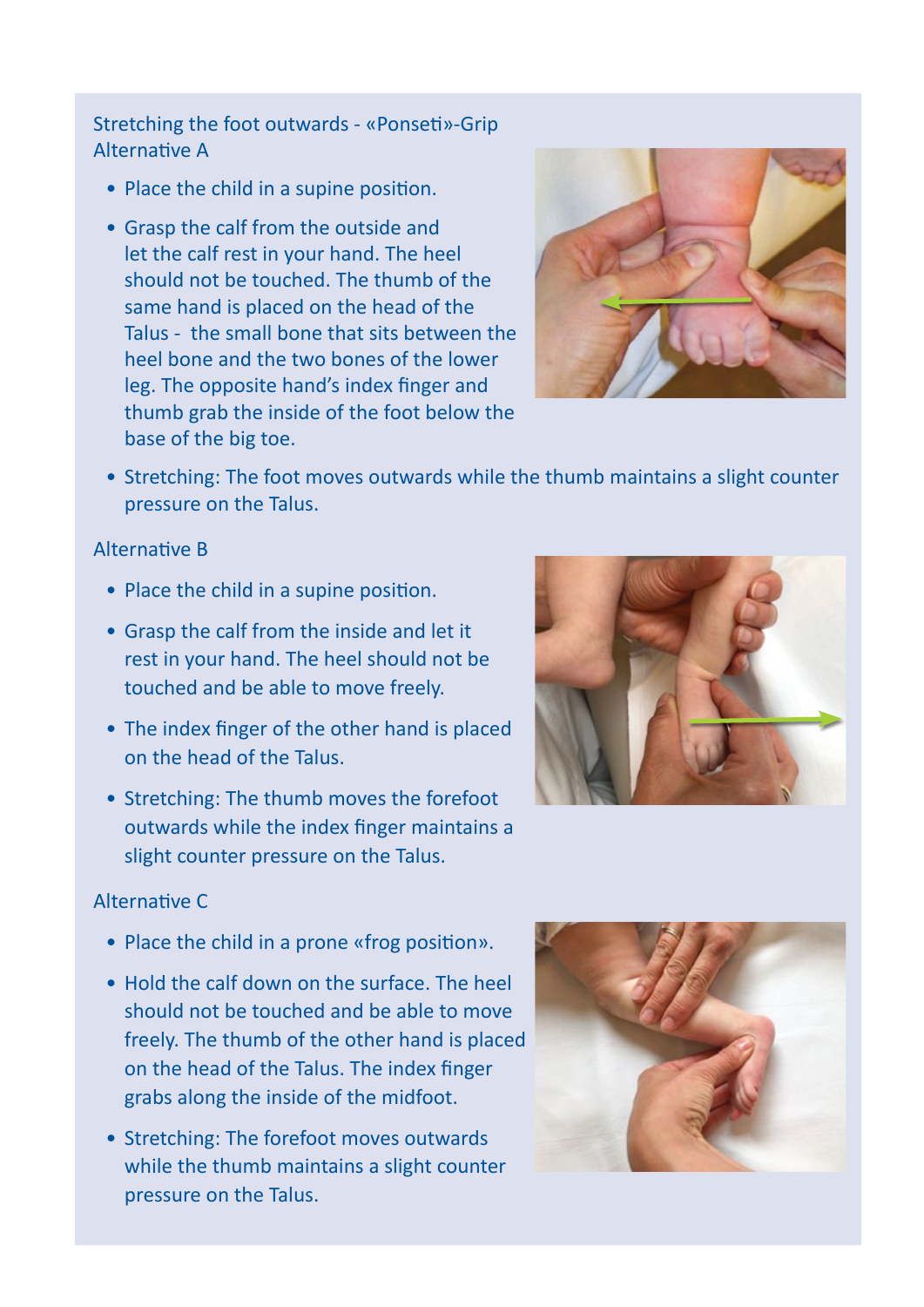## Stretching the foot outwards - «Ponseti»-Grip

### Alternative A

- Place the child in a supine position.
- Grasp the calf from the outside and let the calf rest in your hand. The heel should not be touched. The thumb of the same hand is placed on the head of the Talus - the small bone that sits between the heel bone and the two bones of the lower leg. The opposite hand's index finger and thumb grab the inside of the foot below the base of the big toe.
- Stretching: The foot moves outwards while the thumb maintains a slight counter pressure on the Talus.

### Alternative B

- Place the child in a supine position.
- Grasp the calf from the inside and let it rest in your hand. The heel should not be touched and be able to move freely.
- The index finger of the other hand is placed on the head of the Talus.
- Stretching: The thumb moves the forefoot outwards while the index finger maintains a slight counter pressure on the Talus.

### Alternative C

- Place the child in a prone «frog position».
- Hold the calf down on the surface. The heel should not be touched and be able to move freely. The thumb of the other hand is placed on the head of the Talus. The index finger grabs along the inside of the midfoot.
- Stretching: The forefoot moves outwards while the thumb maintains a slight counter pressure on the Talus.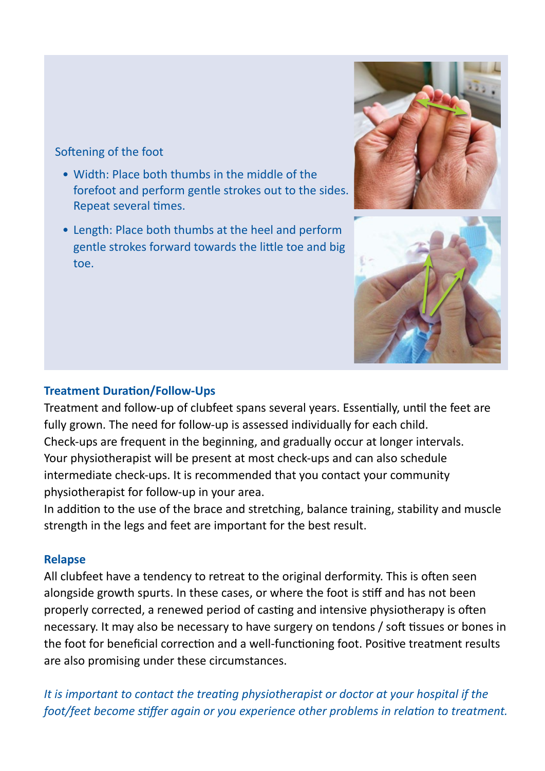Softening of the foot

- Width: Place both thumbs in the middle of the forefoot and perform gentle strokes out to the sides. Repeat several times.
- Length: Place both thumbs at the heel and perform gentle strokes forward towards the little toe and big toe.

### Treatment Duration/Follow-Ups

Treatment and follow-up of clubfeet spans several years. Essentially, until the feet are fully grown. The need for follow-up is assessed individually for each child.
Check-ups are frequent in the beginning, and gradually occur at longer intervals. Your physiotherapist will be present at most check-ups and can also schedule intermediate check-ups. It is recommended that you contact your community physiotherapist for follow-up in your area.
In addition to the use of the brace and stretching, balance training, stability and muscle strength in the legs and feet are important for the best result.

### Relapse

All clubfeet have a tendency to retreat to the original derformity. This is often seen alongside growth spurts. In these cases, or where the foot is stiff and has not been properly corrected, a renewed period of casting and intensive physiotherapy is often necessary. It may also be necessary to have surgery on tendons / soft tissues or bones in the foot for beneficial correction and a well-functioning foot. Positive treatment results are also promising under these circumstances.

*It is important to contact the treating physiotherapist or doctor at your hospital if the foot/feet become stiffer again or you experience other problems in relation to treatment.*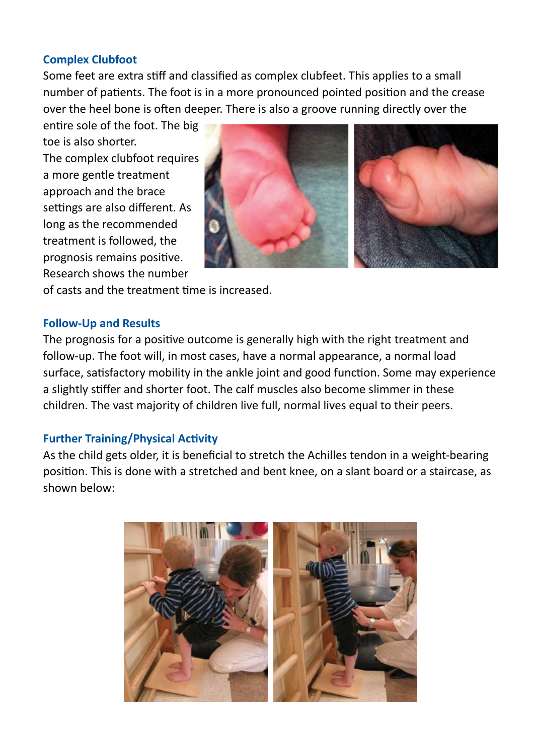## Complex Clubfoot

Some feet are extra stiff and classified as complex clubfeet. This applies to a small number of patients. The foot is in a more pronounced pointed position and the crease over the heel bone is often deeper. There is also a groove running directly over the entire sole of the foot. The big toe is also shorter.

The complex clubfoot requires a more gentle treatment approach and the brace settings are also different. As long as the recommended treatment is followed, the prognosis remains positive. Research shows the number of casts and the treatment time is increased.

## Follow-Up and Results

The prognosis for a positive outcome is generally high with the right treatment and follow-up. The foot will, in most cases, have a normal appearance, a normal load surface, satisfactory mobility in the ankle joint and good function. Some may experience a slightly stiffer and shorter foot. The calf muscles also become slimmer in these children. The vast majority of children live full, normal lives equal to their peers.

## Further Training/Physical Activity

As the child gets older, it is beneficial to stretch the Achilles tendon in a weight-bearing position. This is done with a stretched and bent knee, on a slant board or a staircase, as shown below: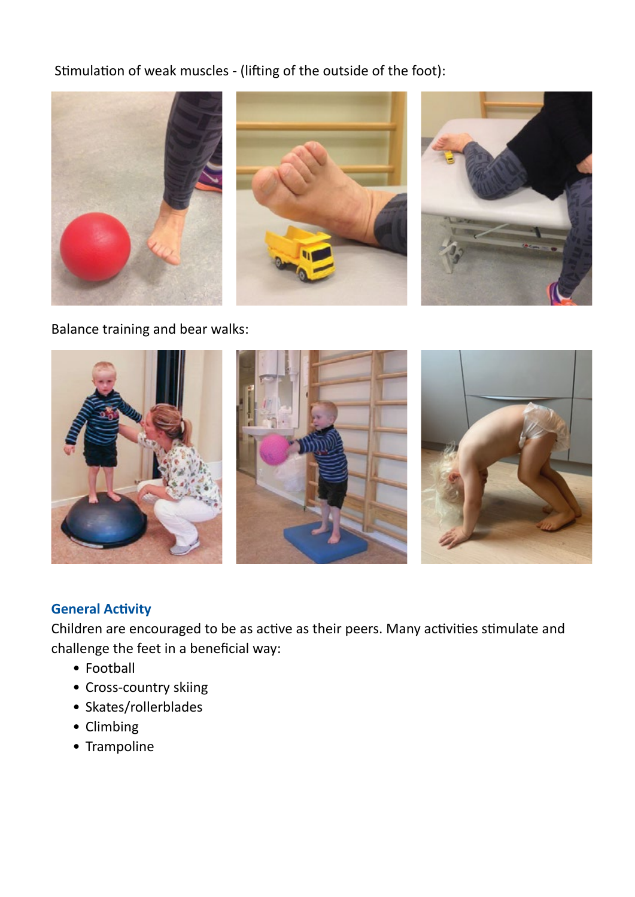Stimulation of weak muscles - (lifting of the outside of the foot):

Balance training and bear walks:

## General Activity

Children are encouraged to be as active as their peers. Many activities stimulate and challenge the feet in a beneficial way:

- Football
- Cross-country skiing
- Skates/rollerblades
- Climbing
- Trampoline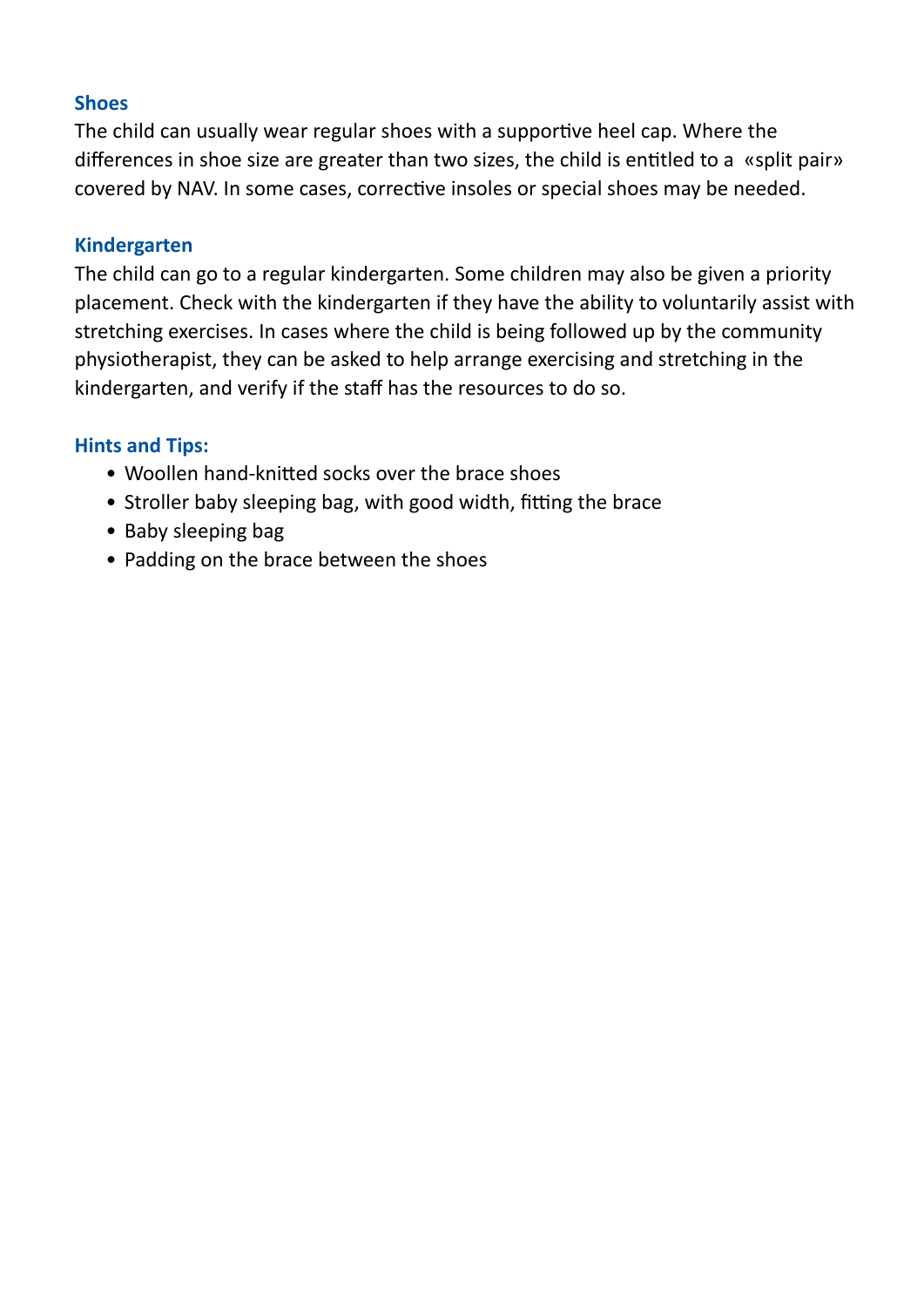### Shoes

The child can usually wear regular shoes with a supportive heel cap. Where the differences in shoe size are greater than two sizes, the child is entitled to a «split pair» covered by NAV. In some cases, corrective insoles or special shoes may be needed.

### Kindergarten

The child can go to a regular kindergarten. Some children may also be given a priority placement. Check with the kindergarten if they have the ability to voluntarily assist with stretching exercises. In cases where the child is being followed up by the community physiotherapist, they can be asked to help arrange exercising and stretching in the kindergarten, and verify if the staff has the resources to do so.

### Hints and Tips:

- Woollen hand-knitted socks over the brace shoes
- Stroller baby sleeping bag, with good width, fitting the brace
- Baby sleeping bag
- Padding on the brace between the shoes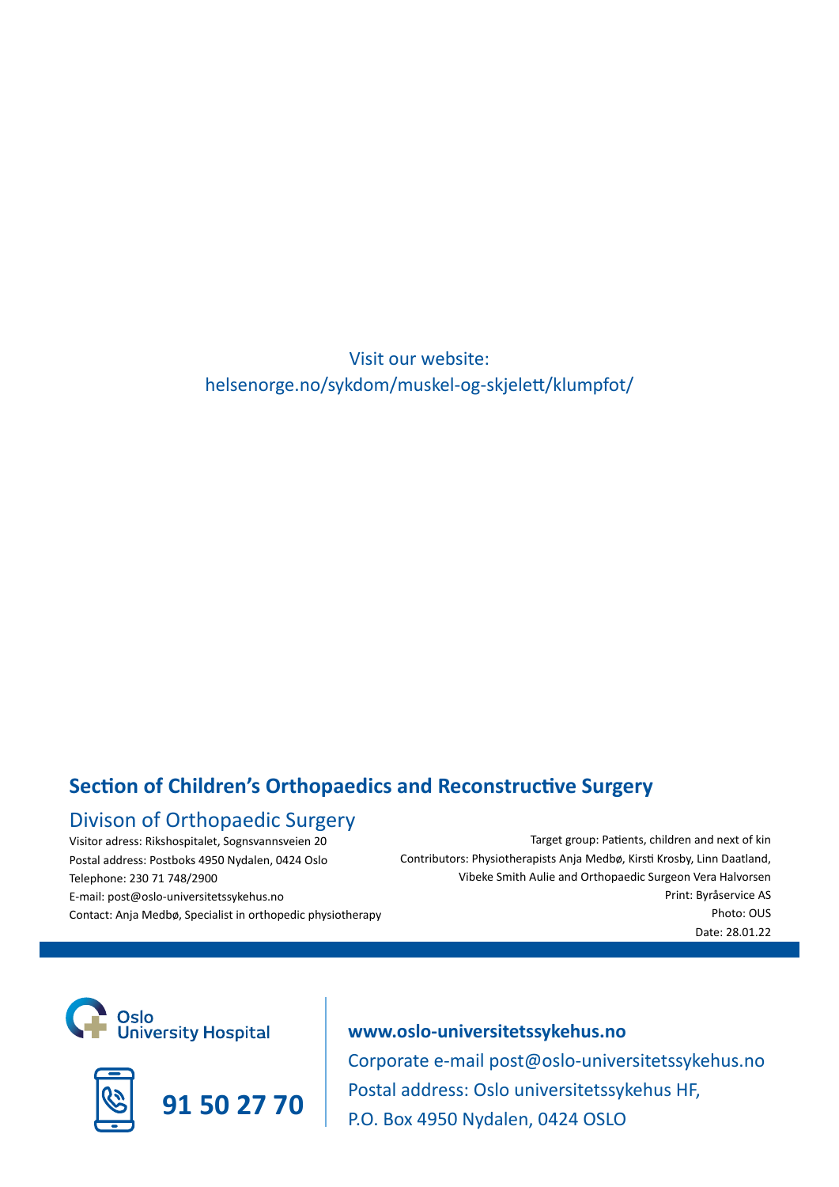Visit our website:
helsenorge.no/sykdom/muskel-og-skjelett/klumpfot/

## Section of Children's Orthopaedics and Reconstructive Surgery

### Divison of Orthopaedic Surgery

Visitor adress: Rikshospitalet, Sognsvannsveien 20
Postal address: Postboks 4950 Nydalen, 0424 Oslo
Telephone: 230 71 748/2900
E-mail: post@oslo-universitetssykehus.no
Contact: Anja Medbø, Specialist in orthopedic physiotherapy

Target group: Patients, children and next of kin
Contributors: Physiotherapists Anja Medbø, Kirsti Krosby, Linn Daatland, Vibeke Smith Aulie and Orthopaedic Surgeon Vera Halvorsen
Print: Byråservice AS
Photo: OUS
Date: 28.01.22

Oslo University Hospital

**91 50 27 70**

**www.oslo-universitetssykehus.no**
Corporate e-mail post@oslo-universitetssykehus.no
Postal address: Oslo universitetssykehus HF,
P.O. Box 4950 Nydalen, 0424 OSLO